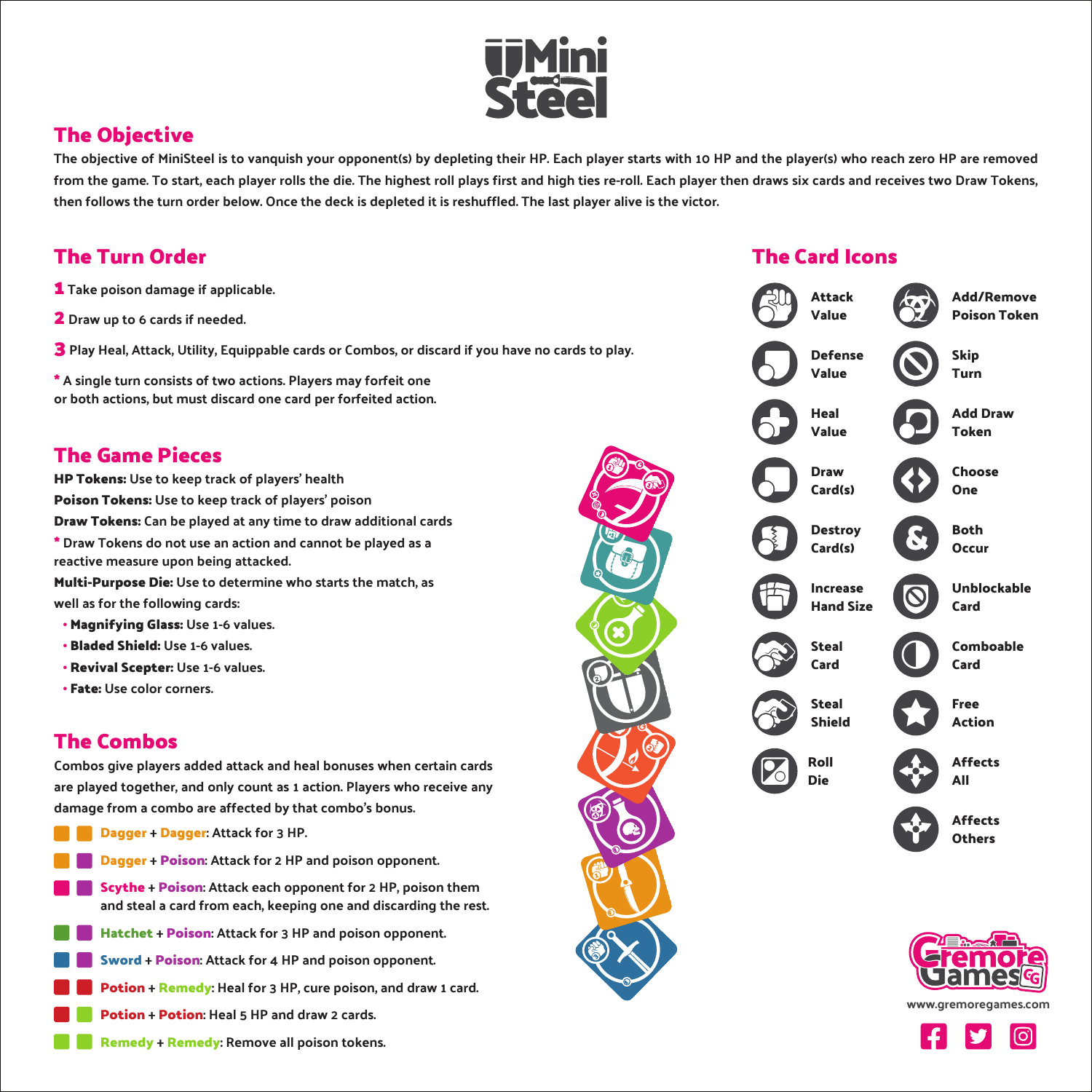# MiniSteel

## The Objective

The objective of MiniSteel is to vanquish your opponent(s) by depleting their HP. Each player starts with 10 HP and the player(s) who reach zero HP are removed from the game. To start, each player rolls the die. The highest roll plays first and high ties re-roll. Each player then draws six cards and receives two Draw Tokens, then follows the turn order below. Once the deck is depleted it is reshuffled. The last player alive is the victor.

## The Turn Order

1. Take poison damage if applicable.
2. Draw up to 6 cards if needed.
3. Play Heal, Attack, Utility, Equippable cards or Combos, or discard if you have no cards to play.

\* A single turn consists of two actions. Players may forfeit one or both actions, but must discard one card per forfeited action.

## The Game Pieces

**HP Tokens:** Use to keep track of players' health

**Poison Tokens:** Use to keep track of players' poison

**Draw Tokens:** Can be played at any time to draw additional cards

\* Draw Tokens do not use an action and cannot be played as a reactive measure upon being attacked.

**Multi-Purpose Die:** Use to determine who starts the match, as well as for the following cards:

- **Magnifying Glass:** Use 1-6 values.
- **Bladed Shield:** Use 1-6 values.
- **Revival Scepter:** Use 1-6 values.
- **Fate:** Use color corners.

## The Combos

Combos give players added attack and heal bonuses when certain cards are played together, and only count as 1 action. Players who receive any damage from a combo are affected by that combo's bonus.

- **Dagger + Dagger**: Attack for 3 HP.
- **Dagger + Poison**: Attack for 2 HP and poison opponent.
- **Scythe + Poison**: Attack each opponent for 2 HP, poison them and steal a card from each, keeping one and discarding the rest.
- **Hatchet + Poison**: Attack for 3 HP and poison opponent.
- **Sword + Poison**: Attack for 4 HP and poison opponent.
- **Potion + Remedy**: Heal for 3 HP, cure poison, and draw 1 card.
- **Potion + Potion**: Heal 5 HP and draw 2 cards.
- **Remedy + Remedy**: Remove all poison tokens.

## The Card Icons

| | |
|---|---|
| Attack Value | Add/Remove Poison Token |
| Defense Value | Skip Turn |
| Heal Value | Add Draw Token |
| Draw Card(s) | Choose One |
| Destroy Card(s) | Both Occur |
| Increase Hand Size | Unblockable Card |
| Steal Card | Comboable Card |
| Steal Shield | Free Action |
| Roll Die | Affects All |
| | Affects Others |

Gremore Games

www.gremoregames.com